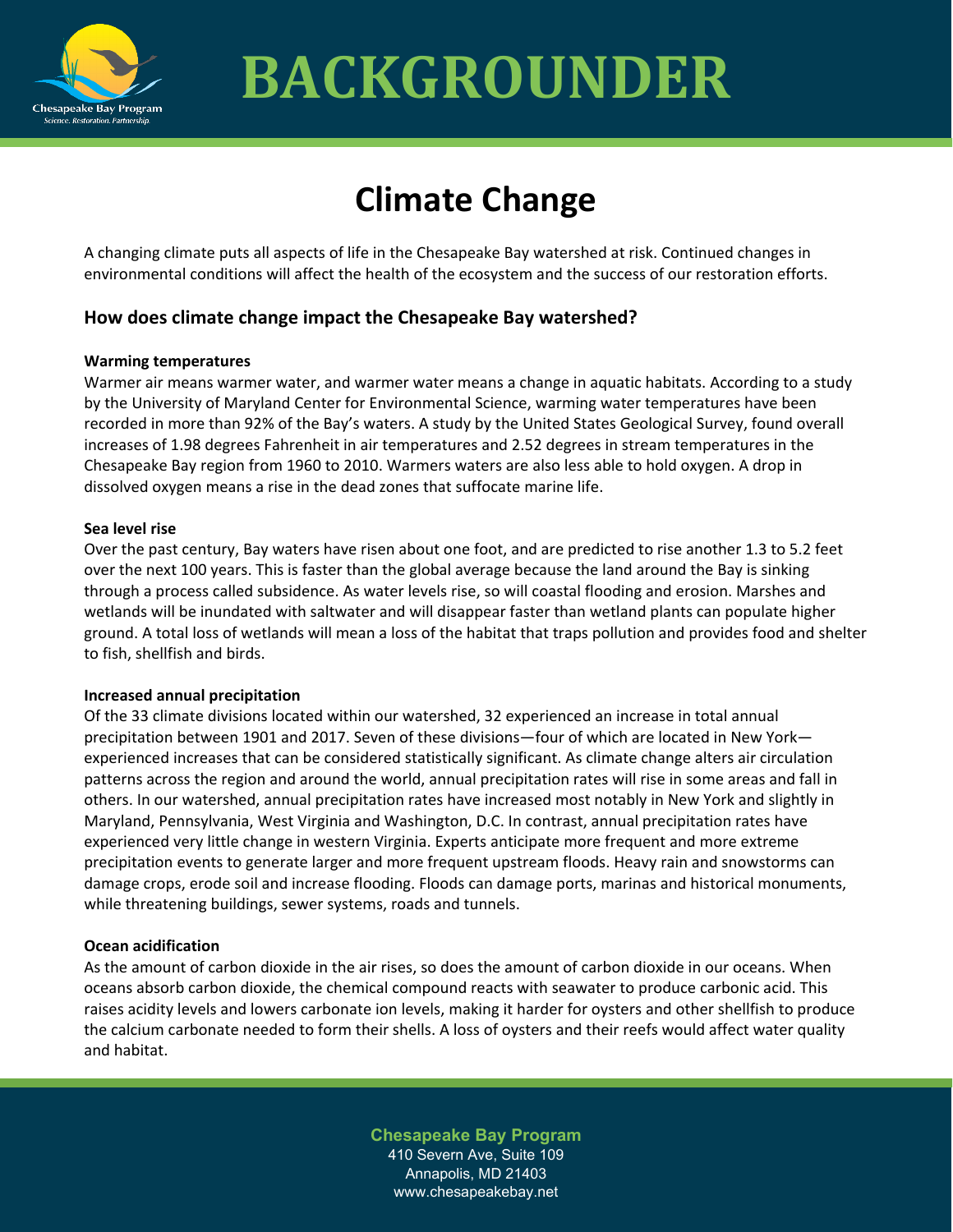// BACKGROUNDER

# Climate Change

A changing climate puts all aspects of life in the Chesapeake Bay watershed at risk. Continued changes in environmental conditions will affect the health of the ecosystem and the success of our restoration efforts.

## How does climate change impact the Chesapeake Bay watershed?

**Warming temperatures**

Warmer air means warmer water, and warmer water means a change in aquatic habitats. According to a study by the University of Maryland Center for Environmental Science, warming water temperatures have been recorded in more than 92% of the Bay's waters. A study by the United States Geological Survey, found overall increases of 1.98 degrees Fahrenheit in air temperatures and 2.52 degrees in stream temperatures in the Chesapeake Bay region from 1960 to 2010. Warmers waters are also less able to hold oxygen. A drop in dissolved oxygen means a rise in the dead zones that suffocate marine life.

**Sea level rise**

Over the past century, Bay waters have risen about one foot, and are predicted to rise another 1.3 to 5.2 feet over the next 100 years. This is faster than the global average because the land around the Bay is sinking through a process called subsidence. As water levels rise, so will coastal flooding and erosion. Marshes and wetlands will be inundated with saltwater and will disappear faster than wetland plants can populate higher ground. A total loss of wetlands will mean a loss of the habitat that traps pollution and provides food and shelter to fish, shellfish and birds.

**Increased annual precipitation**

Of the 33 climate divisions located within our watershed, 32 experienced an increase in total annual precipitation between 1901 and 2017. Seven of these divisions—four of which are located in New York—experienced increases that can be considered statistically significant. As climate change alters air circulation patterns across the region and around the world, annual precipitation rates will rise in some areas and fall in others. In our watershed, annual precipitation rates have increased most notably in New York and slightly in Maryland, Pennsylvania, West Virginia and Washington, D.C. In contrast, annual precipitation rates have experienced very little change in western Virginia. Experts anticipate more frequent and more extreme precipitation events to generate larger and more frequent upstream floods. Heavy rain and snowstorms can damage crops, erode soil and increase flooding. Floods can damage ports, marinas and historical monuments, while threatening buildings, sewer systems, roads and tunnels.

**Ocean acidification**

As the amount of carbon dioxide in the air rises, so does the amount of carbon dioxide in our oceans. When oceans absorb carbon dioxide, the chemical compound reacts with seawater to produce carbonic acid. This raises acidity levels and lowers carbonate ion levels, making it harder for oysters and other shellfish to produce the calcium carbonate needed to form their shells. A loss of oysters and their reefs would affect water quality and habitat.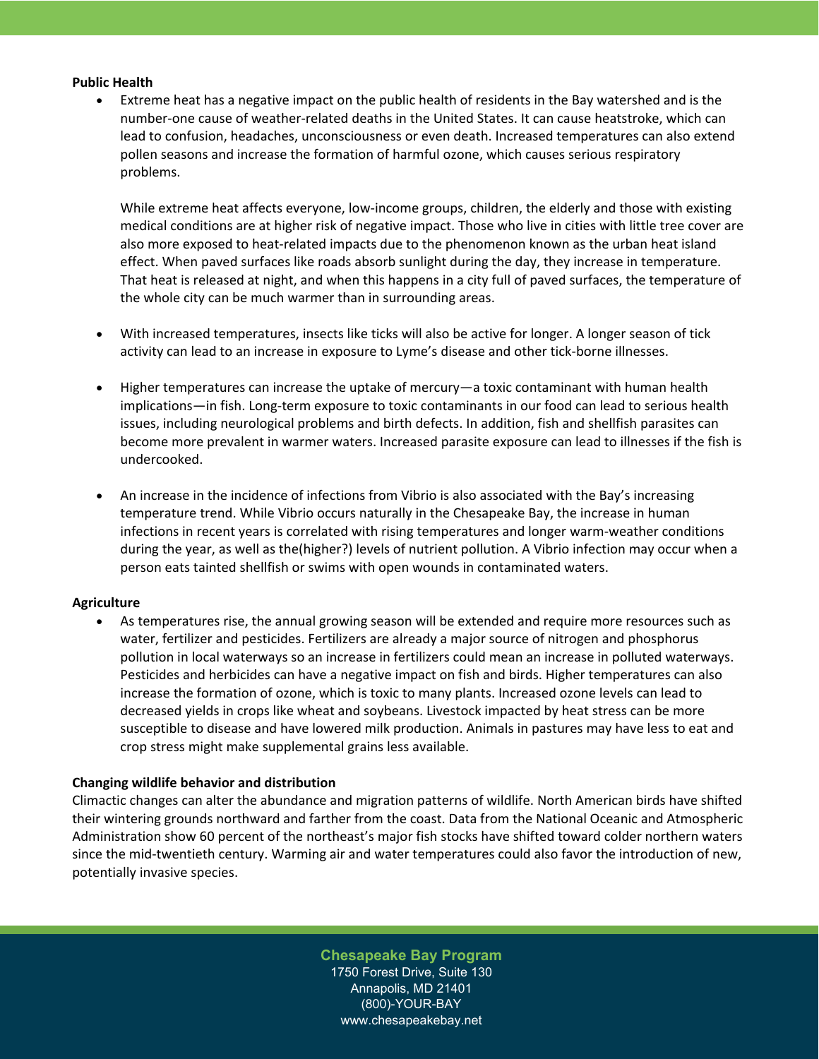**Public Health**

- Extreme heat has a negative impact on the public health of residents in the Bay watershed and is the number-one cause of weather-related deaths in the United States. It can cause heatstroke, which can lead to confusion, headaches, unconsciousness or even death. Increased temperatures can also extend pollen seasons and increase the formation of harmful ozone, which causes serious respiratory problems.

  While extreme heat affects everyone, low-income groups, children, the elderly and those with existing medical conditions are at higher risk of negative impact. Those who live in cities with little tree cover are also more exposed to heat-related impacts due to the phenomenon known as the urban heat island effect. When paved surfaces like roads absorb sunlight during the day, they increase in temperature. That heat is released at night, and when this happens in a city full of paved surfaces, the temperature of the whole city can be much warmer than in surrounding areas.

- With increased temperatures, insects like ticks will also be active for longer. A longer season of tick activity can lead to an increase in exposure to Lyme's disease and other tick-borne illnesses.

- Higher temperatures can increase the uptake of mercury—a toxic contaminant with human health implications—in fish. Long-term exposure to toxic contaminants in our food can lead to serious health issues, including neurological problems and birth defects. In addition, fish and shellfish parasites can become more prevalent in warmer waters. Increased parasite exposure can lead to illnesses if the fish is undercooked.

- An increase in the incidence of infections from Vibrio is also associated with the Bay's increasing temperature trend. While Vibrio occurs naturally in the Chesapeake Bay, the increase in human infections in recent years is correlated with rising temperatures and longer warm-weather conditions during the year, as well as the(higher?) levels of nutrient pollution. A Vibrio infection may occur when a person eats tainted shellfish or swims with open wounds in contaminated waters.

**Agriculture**

- As temperatures rise, the annual growing season will be extended and require more resources such as water, fertilizer and pesticides. Fertilizers are already a major source of nitrogen and phosphorus pollution in local waterways so an increase in fertilizers could mean an increase in polluted waterways. Pesticides and herbicides can have a negative impact on fish and birds. Higher temperatures can also increase the formation of ozone, which is toxic to many plants. Increased ozone levels can lead to decreased yields in crops like wheat and soybeans. Livestock impacted by heat stress can be more susceptible to disease and have lowered milk production. Animals in pastures may have less to eat and crop stress might make supplemental grains less available.

**Changing wildlife behavior and distribution**

Climactic changes can alter the abundance and migration patterns of wildlife. North American birds have shifted their wintering grounds northward and farther from the coast. Data from the National Oceanic and Atmospheric Administration show 60 percent of the northeast's major fish stocks have shifted toward colder northern waters since the mid-twentieth century. Warming air and water temperatures could also favor the introduction of new, potentially invasive species.

**Chesapeake Bay Program**
1750 Forest Drive, Suite 130
Annapolis, MD 21401
(800)-YOUR-BAY
www.chesapeakebay.net